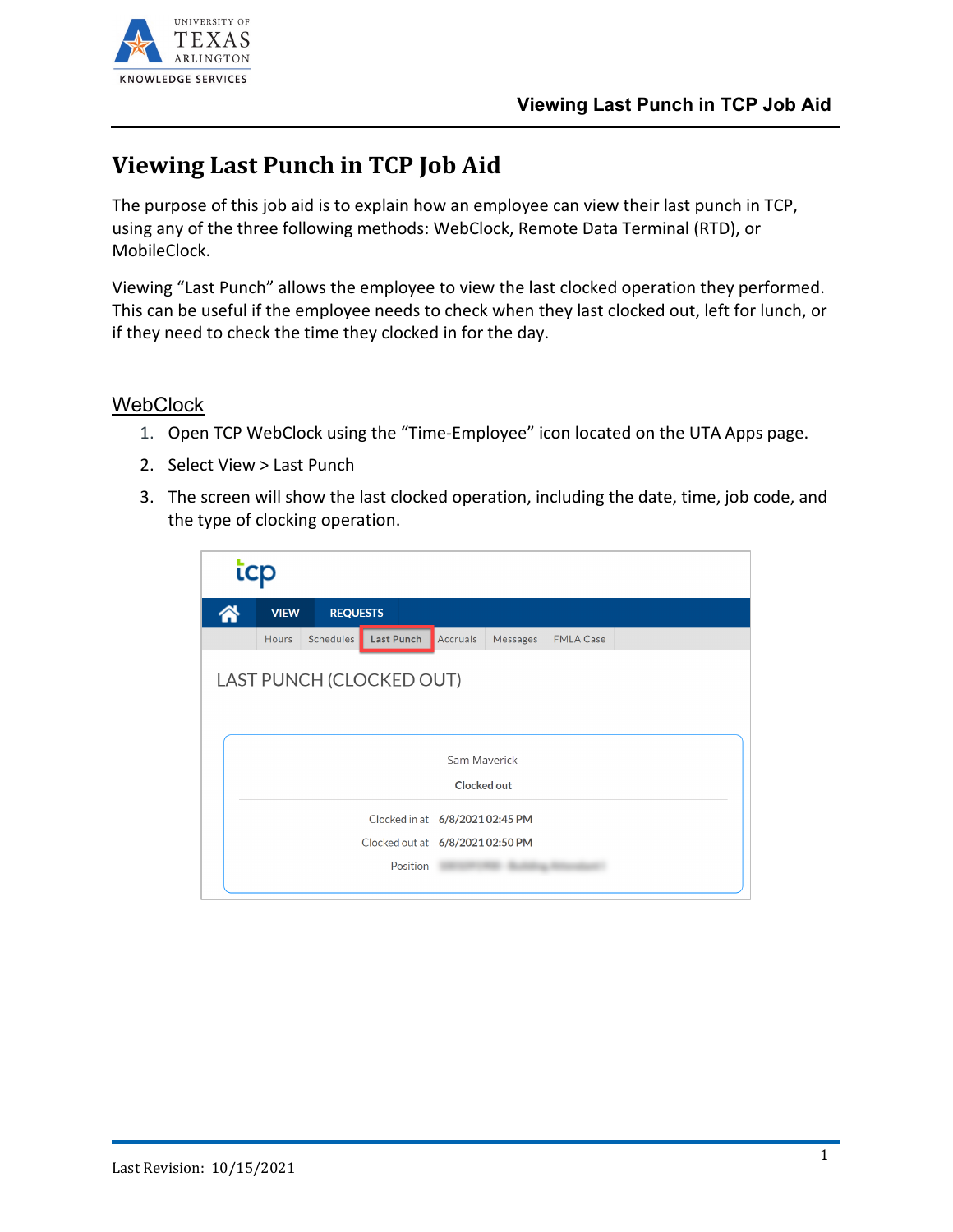# Viewing Last Punch in TCP Job Aid

The purpose of this job aid is to explain how an employee can view their last punch in TCP, using any of the three following methods: WebClock, Remote Data Terminal (RTD), or MobileClock.

Viewing "Last Punch" allows the employee to view the last clocked operation they performed. This can be useful if the employee needs to check when they last clocked out, left for lunch, or if they need to check the time they clocked in for the day.

## WebClock

1. Open TCP WebClock using the "Time-Employee" icon located on the UTA Apps page.
2. Select View > Last Punch
3. The screen will show the last clocked operation, including the date, time, job code, and the type of clocking operation.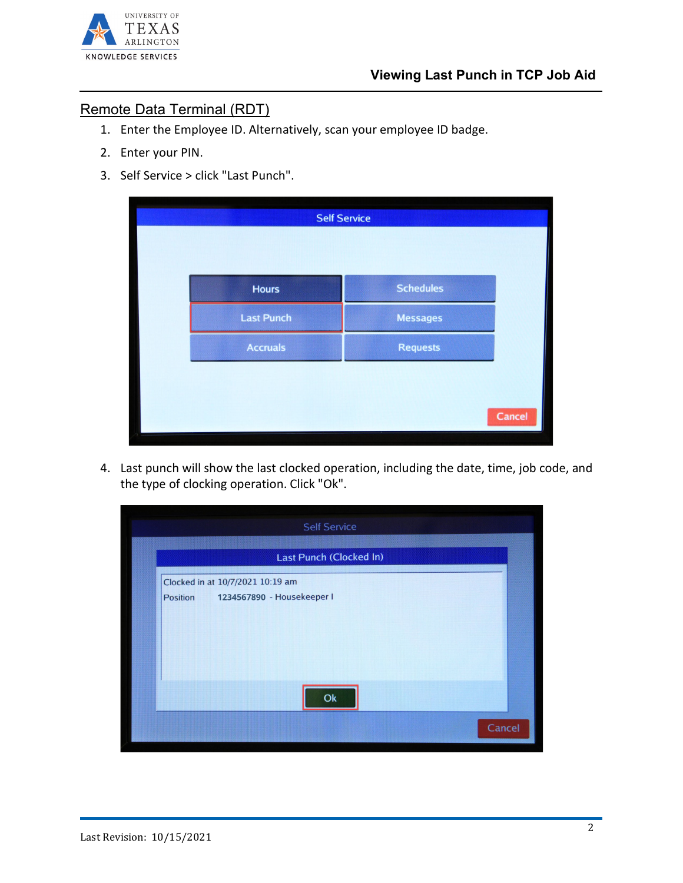## Remote Data Terminal (RDT)

1. Enter the Employee ID. Alternatively, scan your employee ID badge.
2. Enter your PIN.
3. Self Service > click "Last Punch".

4. Last punch will show the last clocked operation, including the date, time, job code, and the type of clocking operation. Click "Ok".

Last Revision: 10/15/2021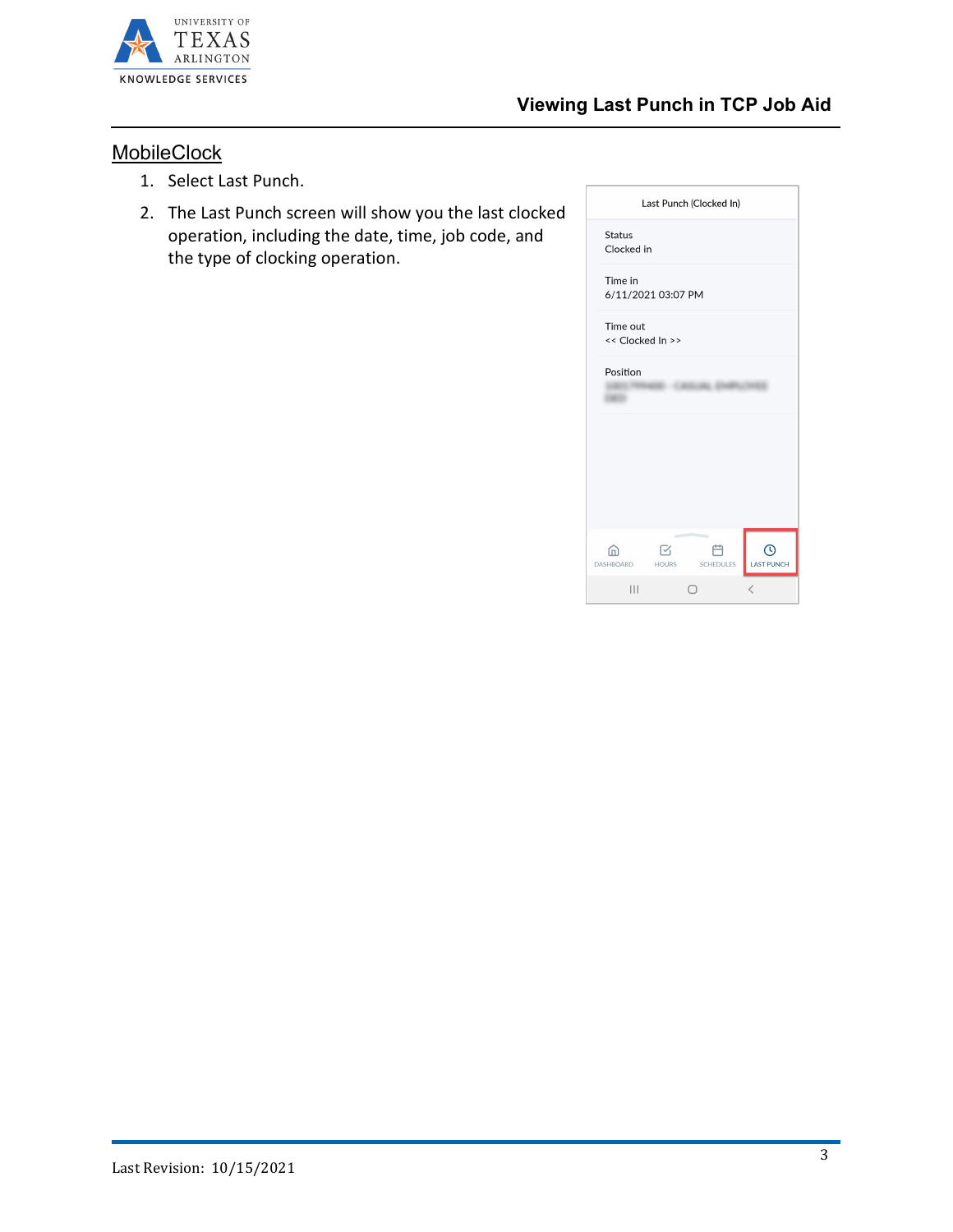## MobileClock

1. Select Last Punch.
2. The Last Punch screen will show you the last clocked operation, including the date, time, job code, and the type of clocking operation.

Last Punch (Clocked In)

Status
Clocked in

Time in
6/11/2021 03:07 PM

Time out
<< Clocked In >>

Position

DASHBOARD HOURS SCHEDULES LAST PUNCH

Last Revision: 10/15/2021